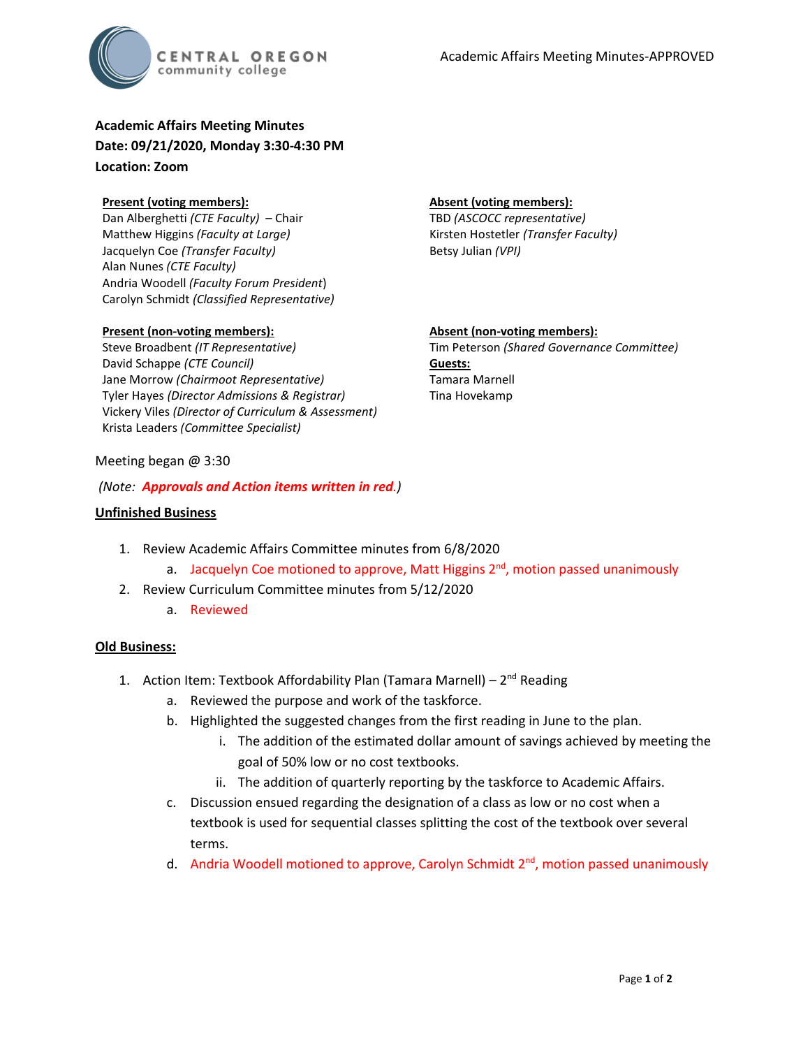**Academic Affairs Meeting Minutes**
**Date: 09/21/2020, Monday 3:30-4:30 PM**
**Location: Zoom**

**Present (voting members):**
Dan Alberghetti *(CTE Faculty)* – Chair
Matthew Higgins *(Faculty at Large)*
Jacquelyn Coe *(Transfer Faculty)*
Alan Nunes *(CTE Faculty)*
Andria Woodell *(Faculty Forum President)*
Carolyn Schmidt *(Classified Representative)*

**Absent (voting members):**
TBD *(ASCOCC representative)*
Kirsten Hostetler *(Transfer Faculty)*
Betsy Julian *(VPI)*

**Present (non-voting members):**
Steve Broadbent *(IT Representative)*
David Schappe *(CTE Council)*
Jane Morrow *(Chairmoot Representative)*
Tyler Hayes *(Director Admissions & Registrar)*
Vickery Viles *(Director of Curriculum & Assessment)*
Krista Leaders *(Committee Specialist)*

**Absent (non-voting members):**
Tim Peterson *(Shared Governance Committee)*

**Guests:**
Tamara Marnell
Tina Hovekamp

Meeting began @ 3:30

*(Note: **Approvals and Action items written in red**.)*

**Unfinished Business**

1. Review Academic Affairs Committee minutes from 6/8/2020
   a. Jacquelyn Coe motioned to approve, Matt Higgins 2nd, motion passed unanimously
2. Review Curriculum Committee minutes from 5/12/2020
   a. Reviewed

**Old Business:**

1. Action Item: Textbook Affordability Plan (Tamara Marnell) – 2nd Reading
   a. Reviewed the purpose and work of the taskforce.
   b. Highlighted the suggested changes from the first reading in June to the plan.
      i. The addition of the estimated dollar amount of savings achieved by meeting the goal of 50% low or no cost textbooks.
      ii. The addition of quarterly reporting by the taskforce to Academic Affairs.
   c. Discussion ensued regarding the designation of a class as low or no cost when a textbook is used for sequential classes splitting the cost of the textbook over several terms.
   d. Andria Woodell motioned to approve, Carolyn Schmidt 2nd, motion passed unanimously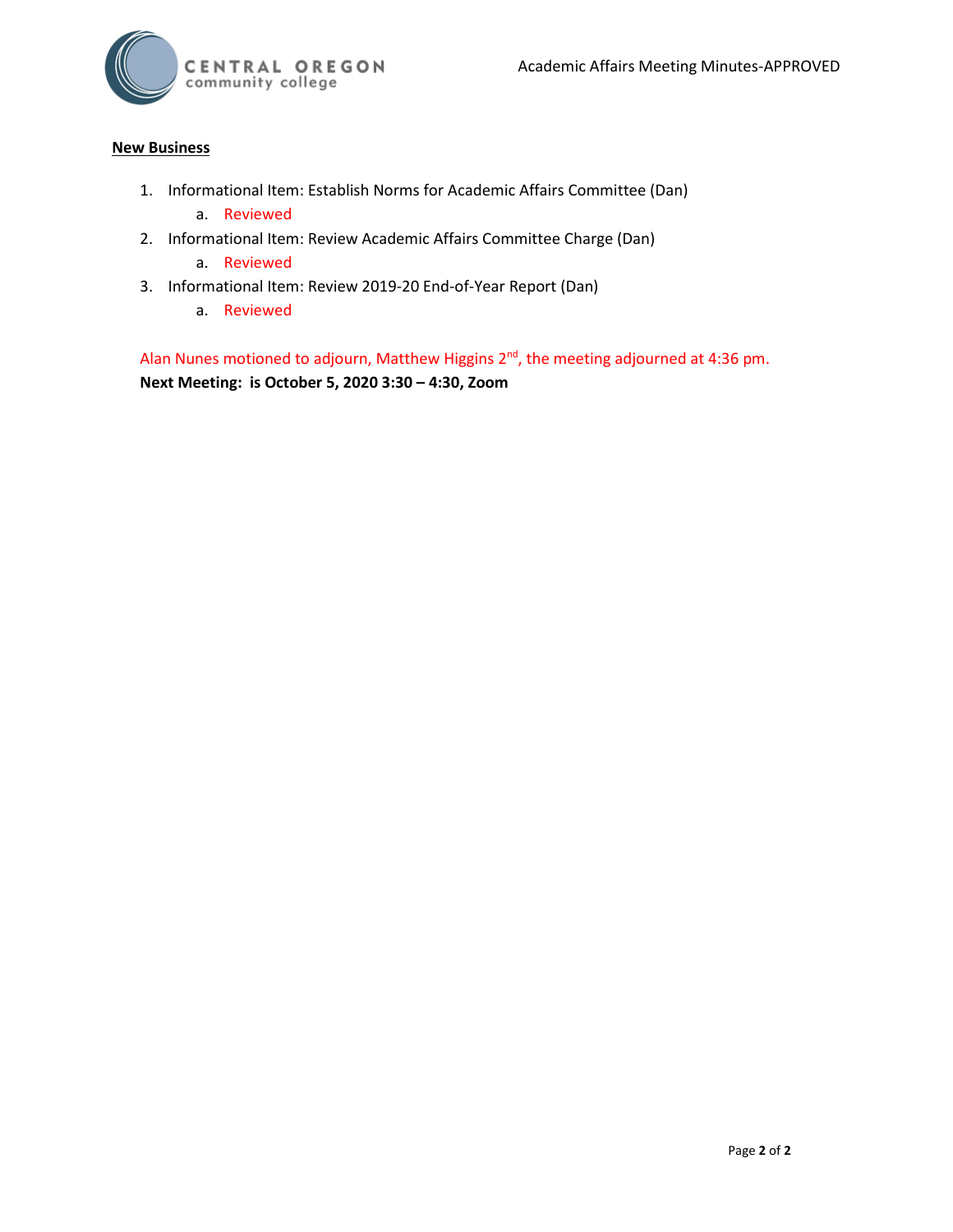**New Business**

1. Informational Item: Establish Norms for Academic Affairs Committee (Dan)
   a. Reviewed
2. Informational Item: Review Academic Affairs Committee Charge (Dan)
   a. Reviewed
3. Informational Item: Review 2019-20 End-of-Year Report (Dan)
   a. Reviewed

Alan Nunes motioned to adjourn, Matthew Higgins 2nd, the meeting adjourned at 4:36 pm.

**Next Meeting: is October 5, 2020 3:30 – 4:30, Zoom**